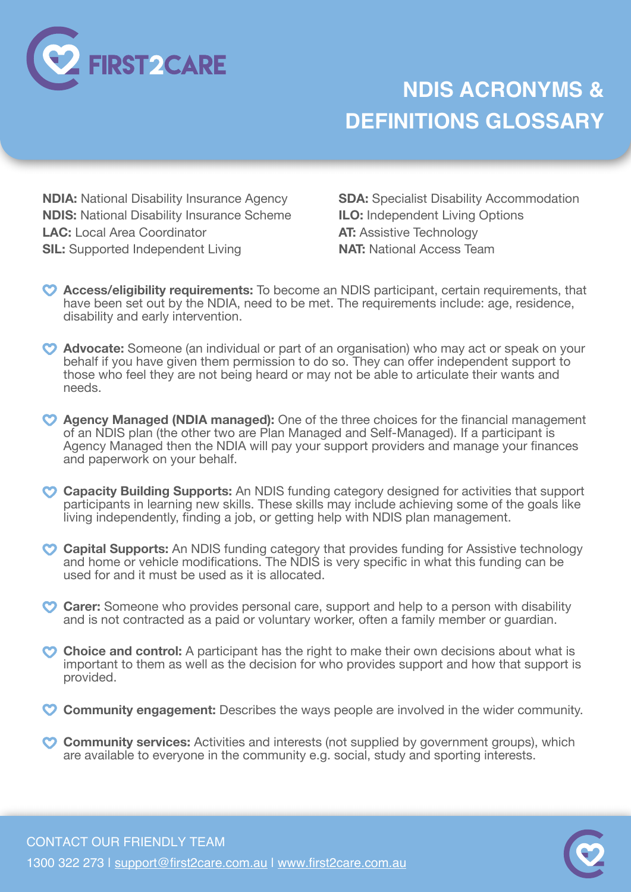FIRST2CARE

# NDIS ACRONYMS & DEFINITIONS GLOSSARY

**NDIA:** National Disability Insurance Agency
**NDIS:** National Disability Insurance Scheme
**LAC:** Local Area Coordinator
**SIL:** Supported Independent Living

**SDA:** Specialist Disability Accommodation
**ILO:** Independent Living Options
**AT:** Assistive Technology
**NAT:** National Access Team

- **Access/eligibility requirements:** To become an NDIS participant, certain requirements, that have been set out by the NDIA, need to be met. The requirements include: age, residence, disability and early intervention.

- **Advocate:** Someone (an individual or part of an organisation) who may act or speak on your behalf if you have given them permission to do so. They can offer independent support to those who feel they are not being heard or may not be able to articulate their wants and needs.

- **Agency Managed (NDIA managed):** One of the three choices for the financial management of an NDIS plan (the other two are Plan Managed and Self-Managed). If a participant is Agency Managed then the NDIA will pay your support providers and manage your finances and paperwork on your behalf.

- **Capacity Building Supports:** An NDIS funding category designed for activities that support participants in learning new skills. These skills may include achieving some of the goals like living independently, finding a job, or getting help with NDIS plan management.

- **Capital Supports:** An NDIS funding category that provides funding for Assistive technology and home or vehicle modifications. The NDIS is very specific in what this funding can be used for and it must be used as it is allocated.

- **Carer:** Someone who provides personal care, support and help to a person with disability and is not contracted as a paid or voluntary worker, often a family member or guardian.

- **Choice and control:** A participant has the right to make their own decisions about what is important to them as well as the decision for who provides support and how that support is provided.

- **Community engagement:** Describes the ways people are involved in the wider community.

- **Community services:** Activities and interests (not supplied by government groups), which are available to everyone in the community e.g. social, study and sporting interests.

CONTACT OUR FRIENDLY TEAM
1300 322 273 | support@first2care.com.au | www.first2care.com.au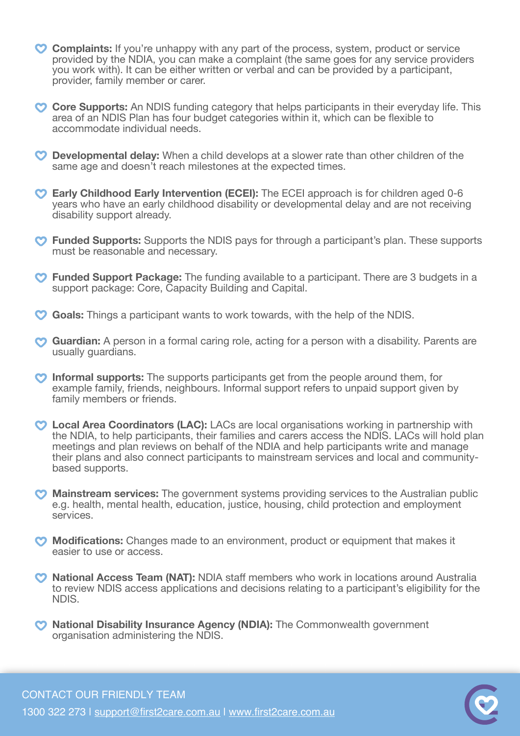- **Complaints:** If you're unhappy with any part of the process, system, product or service provided by the NDIA, you can make a complaint (the same goes for any service providers you work with). It can be either written or verbal and can be provided by a participant, provider, family member or carer.

- **Core Supports:** An NDIS funding category that helps participants in their everyday life. This area of an NDIS Plan has four budget categories within it, which can be flexible to accommodate individual needs.

- **Developmental delay:** When a child develops at a slower rate than other children of the same age and doesn't reach milestones at the expected times.

- **Early Childhood Early Intervention (ECEI):** The ECEI approach is for children aged 0-6 years who have an early childhood disability or developmental delay and are not receiving disability support already.

- **Funded Supports:** Supports the NDIS pays for through a participant's plan. These supports must be reasonable and necessary.

- **Funded Support Package:** The funding available to a participant. There are 3 budgets in a support package: Core, Capacity Building and Capital.

- **Goals:** Things a participant wants to work towards, with the help of the NDIS.

- **Guardian:** A person in a formal caring role, acting for a person with a disability. Parents are usually guardians.

- **Informal supports:** The supports participants get from the people around them, for example family, friends, neighbours. Informal support refers to unpaid support given by family members or friends.

- **Local Area Coordinators (LAC):** LACs are local organisations working in partnership with the NDIA, to help participants, their families and carers access the NDIS. LACs will hold plan meetings and plan reviews on behalf of the NDIA and help participants write and manage their plans and also connect participants to mainstream services and local and community-based supports.

- **Mainstream services:** The government systems providing services to the Australian public e.g. health, mental health, education, justice, housing, child protection and employment services.

- **Modifications:** Changes made to an environment, product or equipment that makes it easier to use or access.

- **National Access Team (NAT):** NDIA staff members who work in locations around Australia to review NDIS access applications and decisions relating to a participant's eligibility for the NDIS.

- **National Disability Insurance Agency (NDIA):** The Commonwealth government organisation administering the NDIS.

CONTACT OUR FRIENDLY TEAM

1300 322 273 | support@first2care.com.au | www.first2care.com.au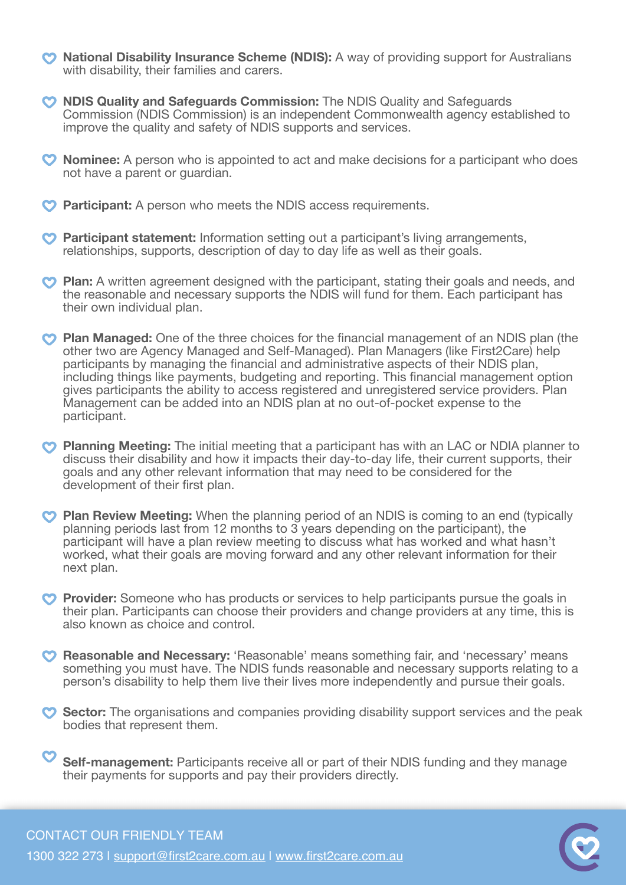- **National Disability Insurance Scheme (NDIS):** A way of providing support for Australians with disability, their families and carers.

- **NDIS Quality and Safeguards Commission:** The NDIS Quality and Safeguards Commission (NDIS Commission) is an independent Commonwealth agency established to improve the quality and safety of NDIS supports and services.

- **Nominee:** A person who is appointed to act and make decisions for a participant who does not have a parent or guardian.

- **Participant:** A person who meets the NDIS access requirements.

- **Participant statement:** Information setting out a participant's living arrangements, relationships, supports, description of day to day life as well as their goals.

- **Plan:** A written agreement designed with the participant, stating their goals and needs, and the reasonable and necessary supports the NDIS will fund for them. Each participant has their own individual plan.

- **Plan Managed:** One of the three choices for the financial management of an NDIS plan (the other two are Agency Managed and Self-Managed). Plan Managers (like First2Care) help participants by managing the financial and administrative aspects of their NDIS plan, including things like payments, budgeting and reporting. This financial management option gives participants the ability to access registered and unregistered service providers. Plan Management can be added into an NDIS plan at no out-of-pocket expense to the participant.

- **Planning Meeting:** The initial meeting that a participant has with an LAC or NDIA planner to discuss their disability and how it impacts their day-to-day life, their current supports, their goals and any other relevant information that may need to be considered for the development of their first plan.

- **Plan Review Meeting:** When the planning period of an NDIS is coming to an end (typically planning periods last from 12 months to 3 years depending on the participant), the participant will have a plan review meeting to discuss what has worked and what hasn't worked, what their goals are moving forward and any other relevant information for their next plan.

- **Provider:** Someone who has products or services to help participants pursue the goals in their plan. Participants can choose their providers and change providers at any time, this is also known as choice and control.

- **Reasonable and Necessary:** 'Reasonable' means something fair, and 'necessary' means something you must have. The NDIS funds reasonable and necessary supports relating to a person's disability to help them live their lives more independently and pursue their goals.

- **Sector:** The organisations and companies providing disability support services and the peak bodies that represent them.

- **Self-management:** Participants receive all or part of their NDIS funding and they manage their payments for supports and pay their providers directly.

CONTACT OUR FRIENDLY TEAM

1300 322 273 | support@first2care.com.au | www.first2care.com.au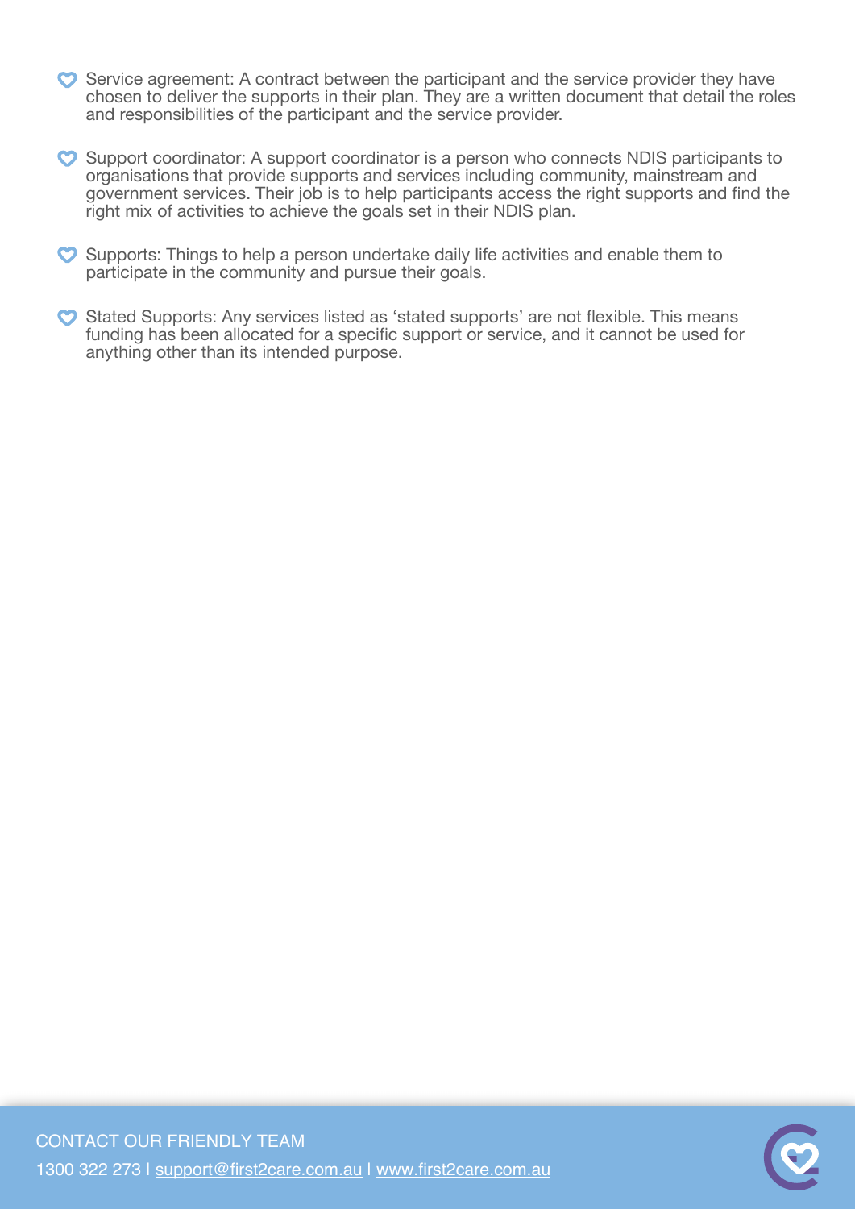- Service agreement: A contract between the participant and the service provider they have chosen to deliver the supports in their plan. They are a written document that detail the roles and responsibilities of the participant and the service provider.
- Support coordinator: A support coordinator is a person who connects NDIS participants to organisations that provide supports and services including community, mainstream and government services. Their job is to help participants access the right supports and find the right mix of activities to achieve the goals set in their NDIS plan.
- Supports: Things to help a person undertake daily life activities and enable them to participate in the community and pursue their goals.
- Stated Supports: Any services listed as 'stated supports' are not flexible. This means funding has been allocated for a specific support or service, and it cannot be used for anything other than its intended purpose.

CONTACT OUR FRIENDLY TEAM

1300 322 273 | support@first2care.com.au | www.first2care.com.au